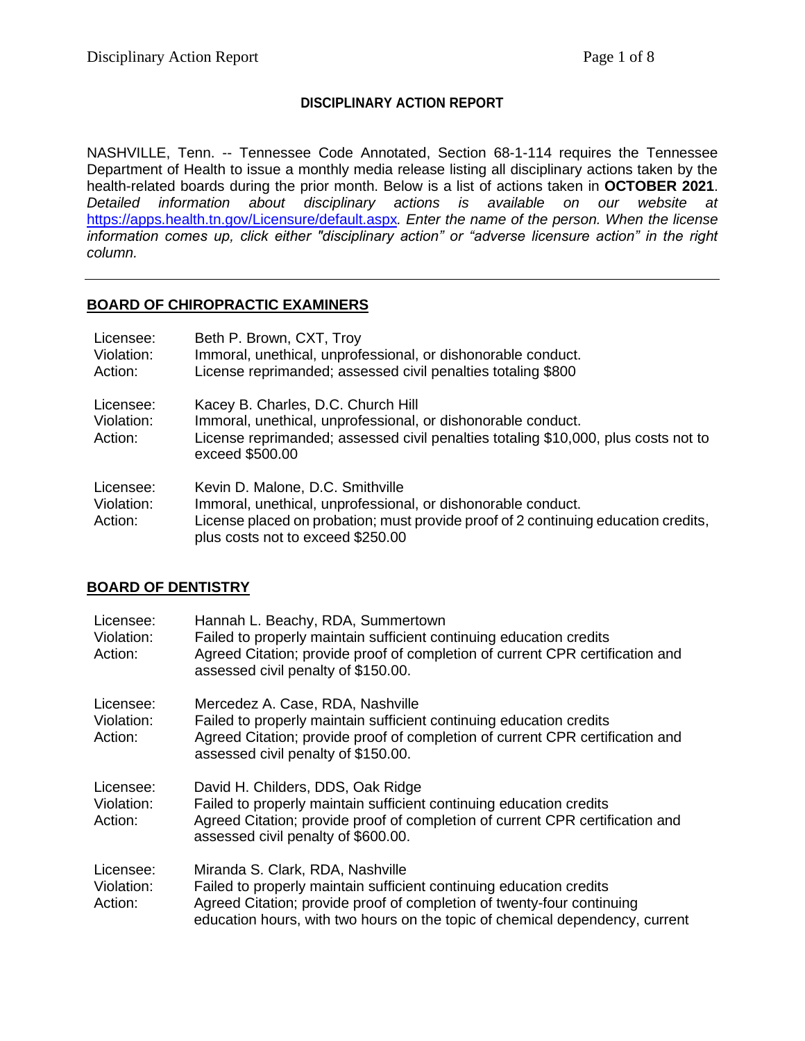**DISCIPLINARY ACTION REPORT**

NASHVILLE, Tenn. -- Tennessee Code Annotated, Section 68-1-114 requires the Tennessee Department of Health to issue a monthly media release listing all disciplinary actions taken by the health-related boards during the prior month. Below is a list of actions taken in **OCTOBER 2021**. *Detailed information about disciplinary actions is available on our website at* https://apps.health.tn.gov/Licensure/default.aspx*. Enter the name of the person. When the license information comes up, click either "disciplinary action" or "adverse licensure action" in the right column.*

---

## BOARD OF CHIROPRACTIC EXAMINERS

Licensee: Beth P. Brown, CXT, Troy
Violation: Immoral, unethical, unprofessional, or dishonorable conduct.
Action: License reprimanded; assessed civil penalties totaling $800

Licensee: Kacey B. Charles, D.C. Church Hill
Violation: Immoral, unethical, unprofessional, or dishonorable conduct.
Action: License reprimanded; assessed civil penalties totaling $10,000, plus costs not to exceed $500.00

Licensee: Kevin D. Malone, D.C. Smithville
Violation: Immoral, unethical, unprofessional, or dishonorable conduct.
Action: License placed on probation; must provide proof of 2 continuing education credits, plus costs not to exceed $250.00

## BOARD OF DENTISTRY

Licensee: Hannah L. Beachy, RDA, Summertown
Violation: Failed to properly maintain sufficient continuing education credits
Action: Agreed Citation; provide proof of completion of current CPR certification and assessed civil penalty of $150.00.

Licensee: Mercedez A. Case, RDA, Nashville
Violation: Failed to properly maintain sufficient continuing education credits
Action: Agreed Citation; provide proof of completion of current CPR certification and assessed civil penalty of $150.00.

Licensee: David H. Childers, DDS, Oak Ridge
Violation: Failed to properly maintain sufficient continuing education credits
Action: Agreed Citation; provide proof of completion of current CPR certification and assessed civil penalty of $600.00.

Licensee: Miranda S. Clark, RDA, Nashville
Violation: Failed to properly maintain sufficient continuing education credits
Action: Agreed Citation; provide proof of completion of twenty-four continuing education hours, with two hours on the topic of chemical dependency, current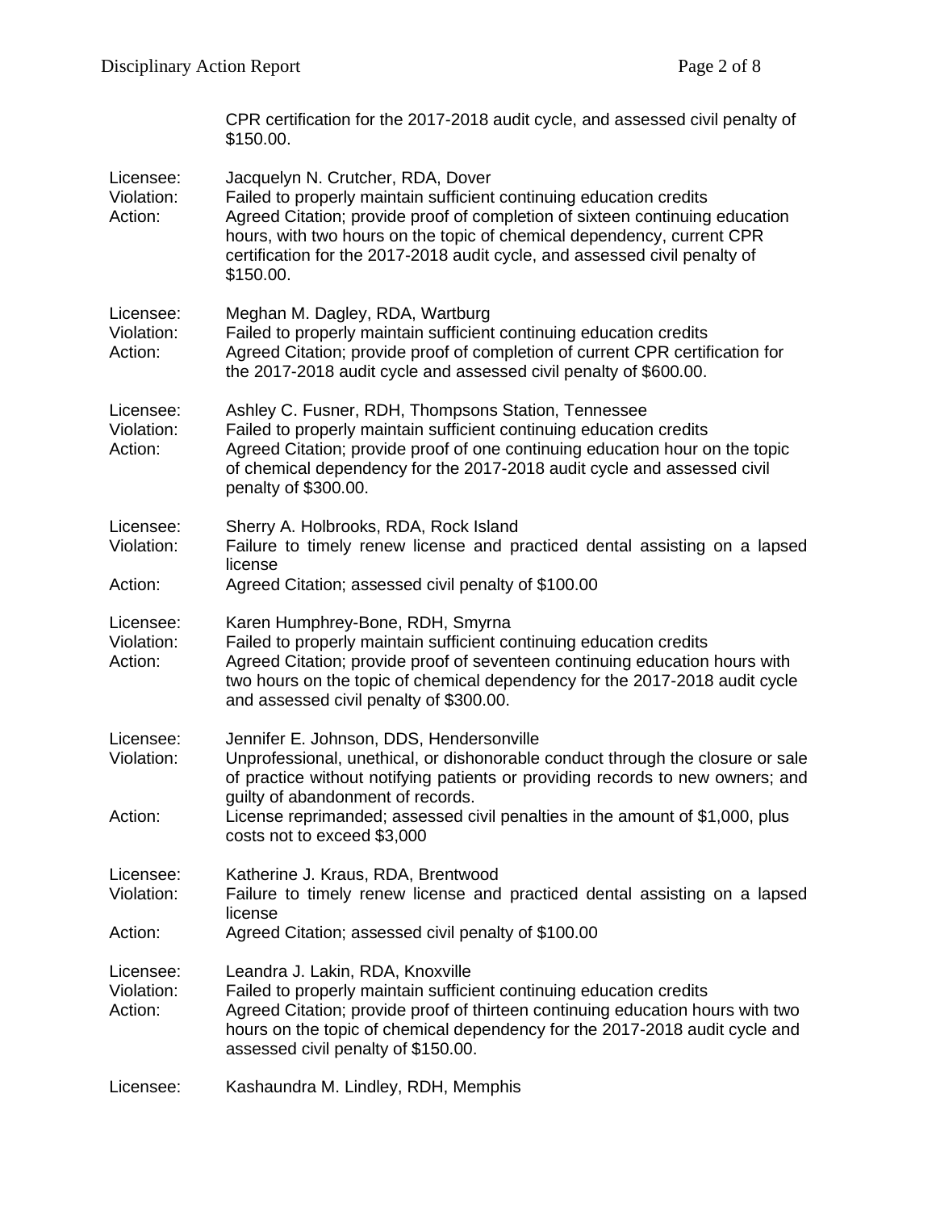CPR certification for the 2017-2018 audit cycle, and assessed civil penalty of $150.00.

Licensee: Jacquelyn N. Crutcher, RDA, Dover
Violation: Failed to properly maintain sufficient continuing education credits
Action: Agreed Citation; provide proof of completion of sixteen continuing education hours, with two hours on the topic of chemical dependency, current CPR certification for the 2017-2018 audit cycle, and assessed civil penalty of $150.00.

Licensee: Meghan M. Dagley, RDA, Wartburg
Violation: Failed to properly maintain sufficient continuing education credits
Action: Agreed Citation; provide proof of completion of current CPR certification for the 2017-2018 audit cycle and assessed civil penalty of $600.00.

Licensee: Ashley C. Fusner, RDH, Thompsons Station, Tennessee
Violation: Failed to properly maintain sufficient continuing education credits
Action: Agreed Citation; provide proof of one continuing education hour on the topic of chemical dependency for the 2017-2018 audit cycle and assessed civil penalty of $300.00.

Licensee: Sherry A. Holbrooks, RDA, Rock Island
Violation: Failure to timely renew license and practiced dental assisting on a lapsed license
Action: Agreed Citation; assessed civil penalty of $100.00

Licensee: Karen Humphrey-Bone, RDH, Smyrna
Violation: Failed to properly maintain sufficient continuing education credits
Action: Agreed Citation; provide proof of seventeen continuing education hours with two hours on the topic of chemical dependency for the 2017-2018 audit cycle and assessed civil penalty of $300.00.

Licensee: Jennifer E. Johnson, DDS, Hendersonville
Violation: Unprofessional, unethical, or dishonorable conduct through the closure or sale of practice without notifying patients or providing records to new owners; and guilty of abandonment of records.
Action: License reprimanded; assessed civil penalties in the amount of $1,000, plus costs not to exceed $3,000

Licensee: Katherine J. Kraus, RDA, Brentwood
Violation: Failure to timely renew license and practiced dental assisting on a lapsed license
Action: Agreed Citation; assessed civil penalty of $100.00

Licensee: Leandra J. Lakin, RDA, Knoxville
Violation: Failed to properly maintain sufficient continuing education credits
Action: Agreed Citation; provide proof of thirteen continuing education hours with two hours on the topic of chemical dependency for the 2017-2018 audit cycle and assessed civil penalty of $150.00.

Licensee: Kashaundra M. Lindley, RDH, Memphis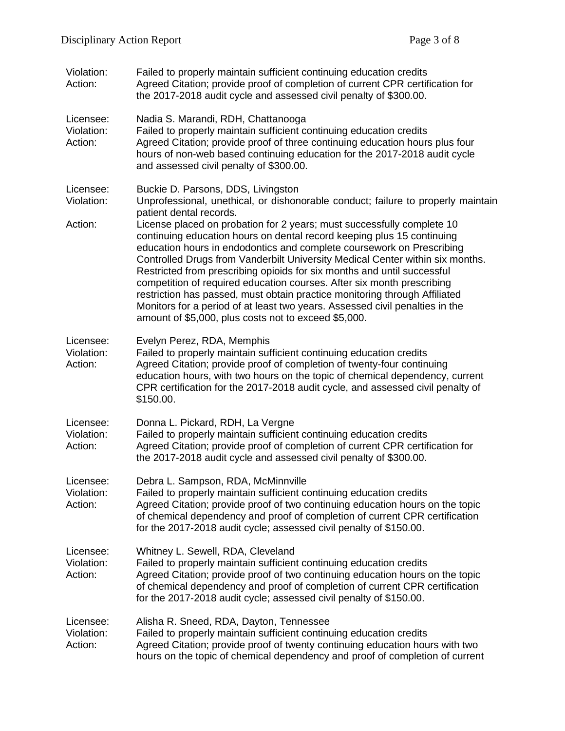Violation: Failed to properly maintain sufficient continuing education credits
Action: Agreed Citation; provide proof of completion of current CPR certification for the 2017-2018 audit cycle and assessed civil penalty of $300.00.

Licensee: Nadia S. Marandi, RDH, Chattanooga
Violation: Failed to properly maintain sufficient continuing education credits
Action: Agreed Citation; provide proof of three continuing education hours plus four hours of non-web based continuing education for the 2017-2018 audit cycle and assessed civil penalty of $300.00.

Licensee: Buckie D. Parsons, DDS, Livingston
Violation: Unprofessional, unethical, or dishonorable conduct; failure to properly maintain patient dental records.
Action: License placed on probation for 2 years; must successfully complete 10 continuing education hours on dental record keeping plus 15 continuing education hours in endodontics and complete coursework on Prescribing Controlled Drugs from Vanderbilt University Medical Center within six months. Restricted from prescribing opioids for six months and until successful competition of required education courses. After six month prescribing restriction has passed, must obtain practice monitoring through Affiliated Monitors for a period of at least two years. Assessed civil penalties in the amount of $5,000, plus costs not to exceed $5,000.

Licensee: Evelyn Perez, RDA, Memphis
Violation: Failed to properly maintain sufficient continuing education credits
Action: Agreed Citation; provide proof of completion of twenty-four continuing education hours, with two hours on the topic of chemical dependency, current CPR certification for the 2017-2018 audit cycle, and assessed civil penalty of $150.00.

Licensee: Donna L. Pickard, RDH, La Vergne
Violation: Failed to properly maintain sufficient continuing education credits
Action: Agreed Citation; provide proof of completion of current CPR certification for the 2017-2018 audit cycle and assessed civil penalty of $300.00.

Licensee: Debra L. Sampson, RDA, McMinnville
Violation: Failed to properly maintain sufficient continuing education credits
Action: Agreed Citation; provide proof of two continuing education hours on the topic of chemical dependency and proof of completion of current CPR certification for the 2017-2018 audit cycle; assessed civil penalty of $150.00.

Licensee: Whitney L. Sewell, RDA, Cleveland
Violation: Failed to properly maintain sufficient continuing education credits
Action: Agreed Citation; provide proof of two continuing education hours on the topic of chemical dependency and proof of completion of current CPR certification for the 2017-2018 audit cycle; assessed civil penalty of $150.00.

Licensee: Alisha R. Sneed, RDA, Dayton, Tennessee
Violation: Failed to properly maintain sufficient continuing education credits
Action: Agreed Citation; provide proof of twenty continuing education hours with two hours on the topic of chemical dependency and proof of completion of current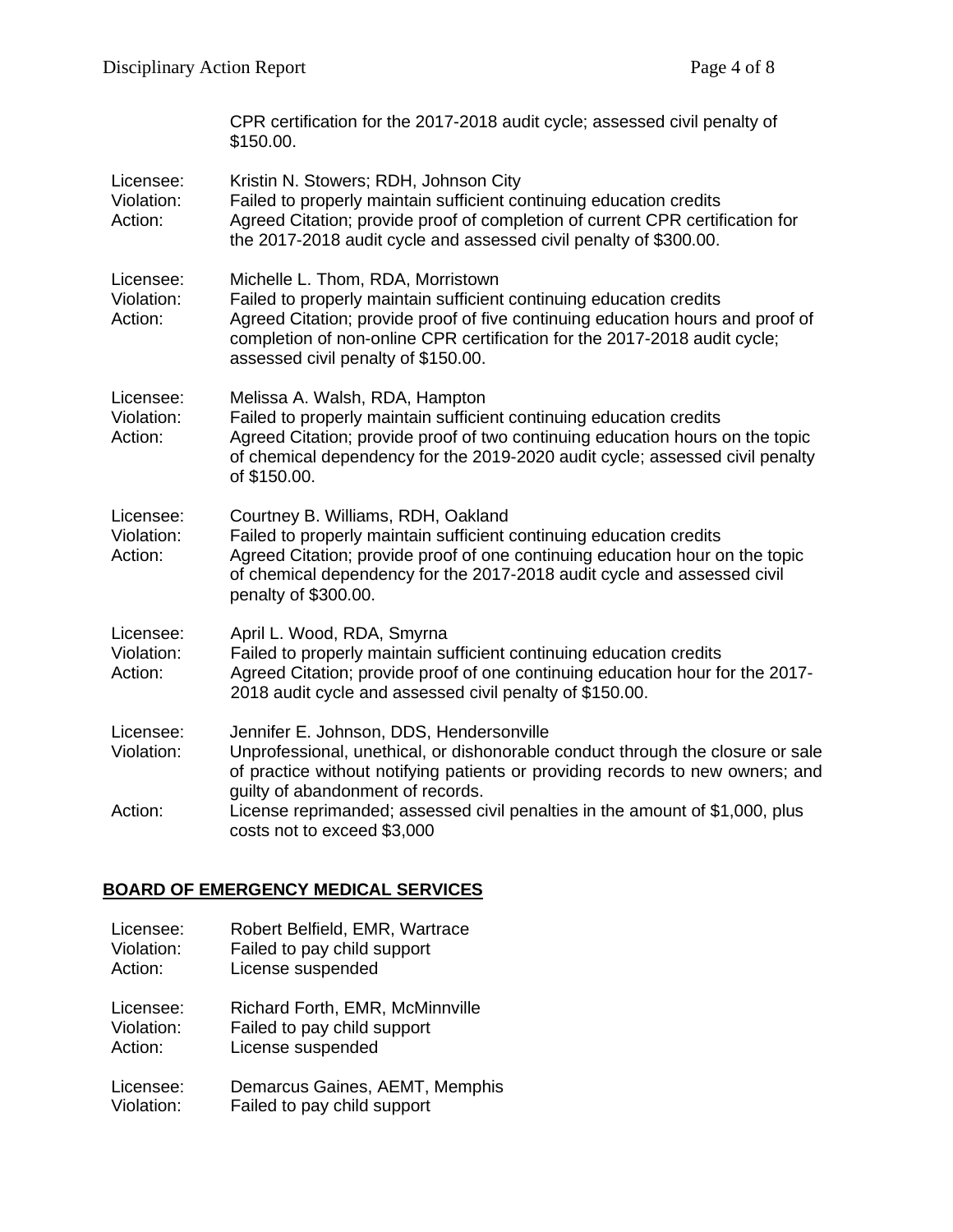CPR certification for the 2017-2018 audit cycle; assessed civil penalty of $150.00.

Licensee: Kristin N. Stowers; RDH, Johnson City
Violation: Failed to properly maintain sufficient continuing education credits
Action: Agreed Citation; provide proof of completion of current CPR certification for the 2017-2018 audit cycle and assessed civil penalty of $300.00.

Licensee: Michelle L. Thom, RDA, Morristown
Violation: Failed to properly maintain sufficient continuing education credits
Action: Agreed Citation; provide proof of five continuing education hours and proof of completion of non-online CPR certification for the 2017-2018 audit cycle; assessed civil penalty of $150.00.

Licensee: Melissa A. Walsh, RDA, Hampton
Violation: Failed to properly maintain sufficient continuing education credits
Action: Agreed Citation; provide proof of two continuing education hours on the topic of chemical dependency for the 2019-2020 audit cycle; assessed civil penalty of $150.00.

Licensee: Courtney B. Williams, RDH, Oakland
Violation: Failed to properly maintain sufficient continuing education credits
Action: Agreed Citation; provide proof of one continuing education hour on the topic of chemical dependency for the 2017-2018 audit cycle and assessed civil penalty of $300.00.

Licensee: April L. Wood, RDA, Smyrna
Violation: Failed to properly maintain sufficient continuing education credits
Action: Agreed Citation; provide proof of one continuing education hour for the 2017-2018 audit cycle and assessed civil penalty of $150.00.

Licensee: Jennifer E. Johnson, DDS, Hendersonville
Violation: Unprofessional, unethical, or dishonorable conduct through the closure or sale of practice without notifying patients or providing records to new owners; and guilty of abandonment of records.
Action: License reprimanded; assessed civil penalties in the amount of $1,000, plus costs not to exceed $3,000

## BOARD OF EMERGENCY MEDICAL SERVICES

Licensee: Robert Belfield, EMR, Wartrace
Violation: Failed to pay child support
Action: License suspended

Licensee: Richard Forth, EMR, McMinnville
Violation: Failed to pay child support
Action: License suspended

Licensee: Demarcus Gaines, AEMT, Memphis
Violation: Failed to pay child support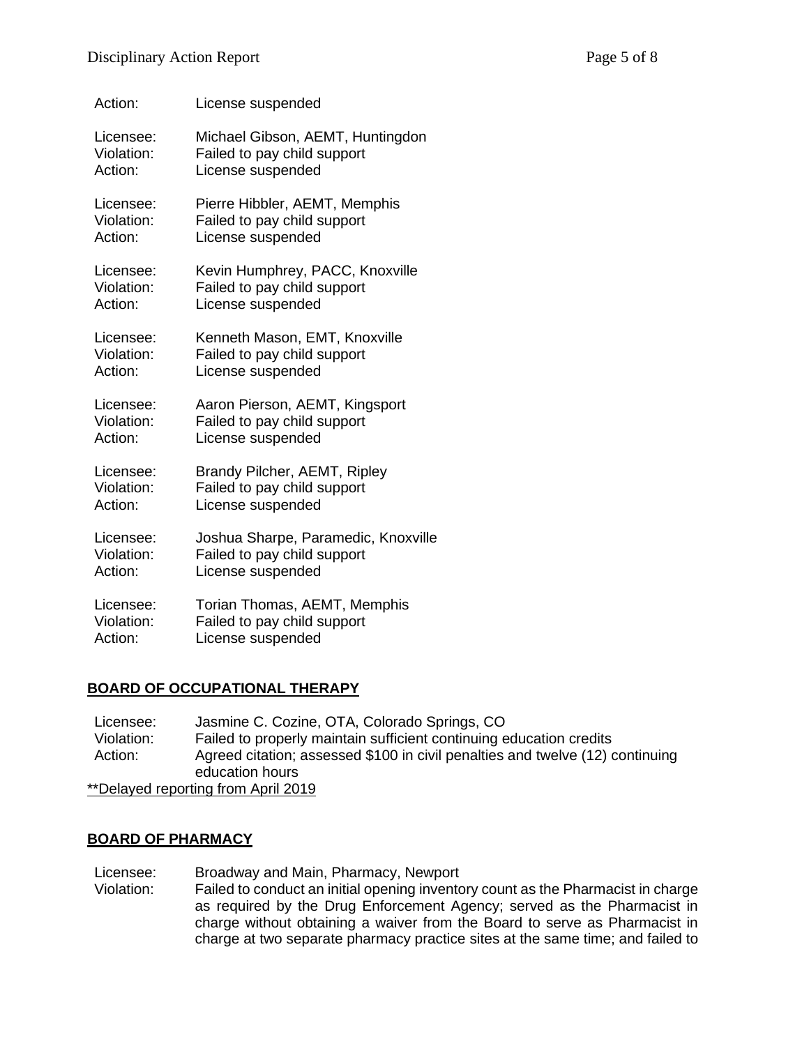Action: License suspended

Licensee: Michael Gibson, AEMT, Huntingdon
Violation: Failed to pay child support
Action: License suspended

Licensee: Pierre Hibbler, AEMT, Memphis
Violation: Failed to pay child support
Action: License suspended

Licensee: Kevin Humphrey, PACC, Knoxville
Violation: Failed to pay child support
Action: License suspended

Licensee: Kenneth Mason, EMT, Knoxville
Violation: Failed to pay child support
Action: License suspended

Licensee: Aaron Pierson, AEMT, Kingsport
Violation: Failed to pay child support
Action: License suspended

Licensee: Brandy Pilcher, AEMT, Ripley
Violation: Failed to pay child support
Action: License suspended

Licensee: Joshua Sharpe, Paramedic, Knoxville
Violation: Failed to pay child support
Action: License suspended

Licensee: Torian Thomas, AEMT, Memphis
Violation: Failed to pay child support
Action: License suspended

## BOARD OF OCCUPATIONAL THERAPY

Licensee: Jasmine C. Cozine, OTA, Colorado Springs, CO
Violation: Failed to properly maintain sufficient continuing education credits
Action: Agreed citation; assessed $100 in civil penalties and twelve (12) continuing education hours
**Delayed reporting from April 2019

## BOARD OF PHARMACY

Licensee: Broadway and Main, Pharmacy, Newport
Violation: Failed to conduct an initial opening inventory count as the Pharmacist in charge as required by the Drug Enforcement Agency; served as the Pharmacist in charge without obtaining a waiver from the Board to serve as Pharmacist in charge at two separate pharmacy practice sites at the same time; and failed to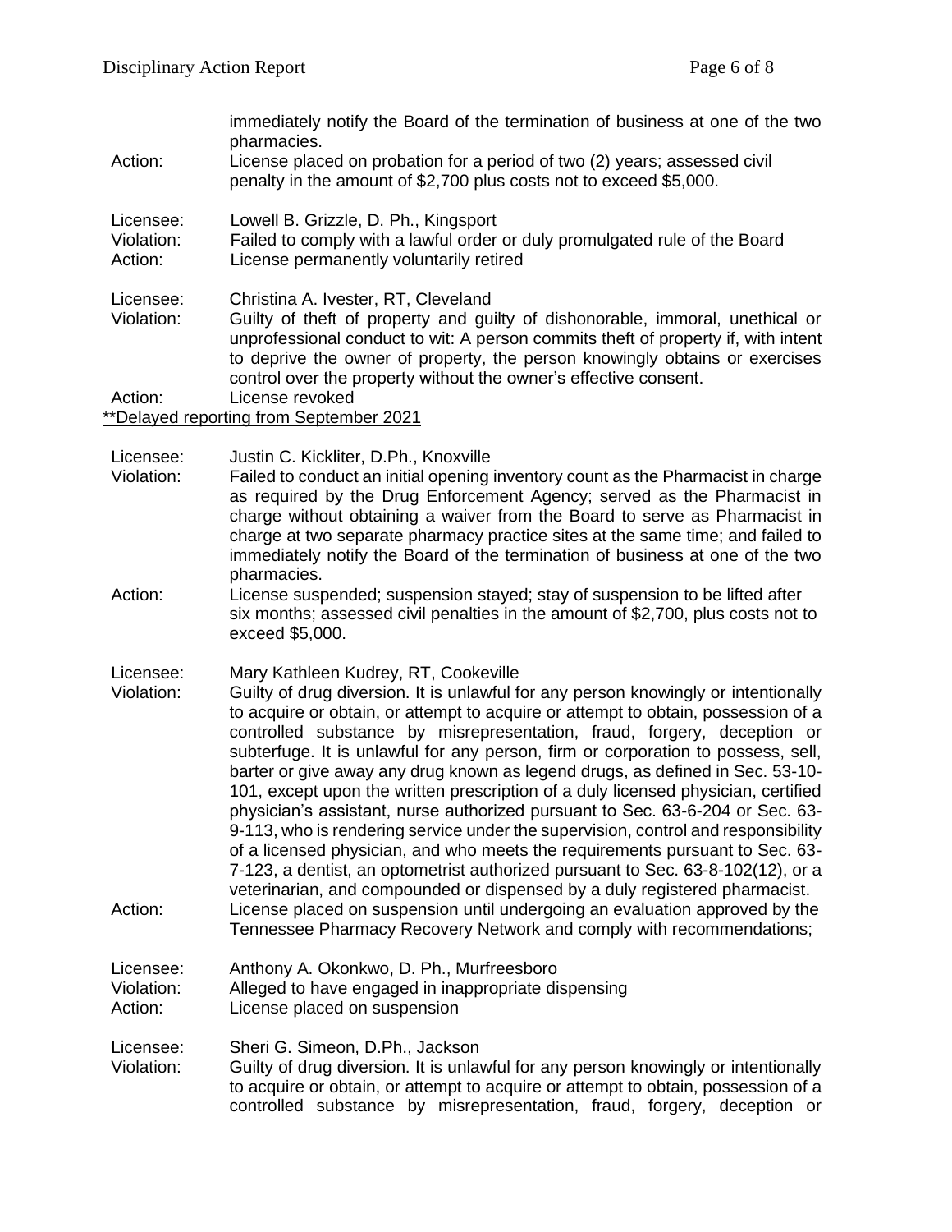immediately notify the Board of the termination of business at one of the two pharmacies.

Action: License placed on probation for a period of two (2) years; assessed civil penalty in the amount of $2,700 plus costs not to exceed $5,000.

Licensee: Lowell B. Grizzle, D. Ph., Kingsport
Violation: Failed to comply with a lawful order or duly promulgated rule of the Board
Action: License permanently voluntarily retired

Licensee: Christina A. Ivester, RT, Cleveland
Violation: Guilty of theft of property and guilty of dishonorable, immoral, unethical or unprofessional conduct to wit: A person commits theft of property if, with intent to deprive the owner of property, the person knowingly obtains or exercises control over the property without the owner's effective consent.
Action: License revoked
**Delayed reporting from September 2021

Licensee: Justin C. Kickliter, D.Ph., Knoxville
Violation: Failed to conduct an initial opening inventory count as the Pharmacist in charge as required by the Drug Enforcement Agency; served as the Pharmacist in charge without obtaining a waiver from the Board to serve as Pharmacist in charge at two separate pharmacy practice sites at the same time; and failed to immediately notify the Board of the termination of business at one of the two pharmacies.
Action: License suspended; suspension stayed; stay of suspension to be lifted after six months; assessed civil penalties in the amount of $2,700, plus costs not to exceed $5,000.

Licensee: Mary Kathleen Kudrey, RT, Cookeville
Violation: Guilty of drug diversion. It is unlawful for any person knowingly or intentionally to acquire or obtain, or attempt to acquire or attempt to obtain, possession of a controlled substance by misrepresentation, fraud, forgery, deception or subterfuge. It is unlawful for any person, firm or corporation to possess, sell, barter or give away any drug known as legend drugs, as defined in Sec. 53-10-101, except upon the written prescription of a duly licensed physician, certified physician's assistant, nurse authorized pursuant to Sec. 63-6-204 or Sec. 63-9-113, who is rendering service under the supervision, control and responsibility of a licensed physician, and who meets the requirements pursuant to Sec. 63-7-123, a dentist, an optometrist authorized pursuant to Sec. 63-8-102(12), or a veterinarian, and compounded or dispensed by a duly registered pharmacist.
Action: License placed on suspension until undergoing an evaluation approved by the Tennessee Pharmacy Recovery Network and comply with recommendations;

Licensee: Anthony A. Okonkwo, D. Ph., Murfreesboro
Violation: Alleged to have engaged in inappropriate dispensing
Action: License placed on suspension

Licensee: Sheri G. Simeon, D.Ph., Jackson
Violation: Guilty of drug diversion. It is unlawful for any person knowingly or intentionally to acquire or obtain, or attempt to acquire or attempt to obtain, possession of a controlled substance by misrepresentation, fraud, forgery, deception or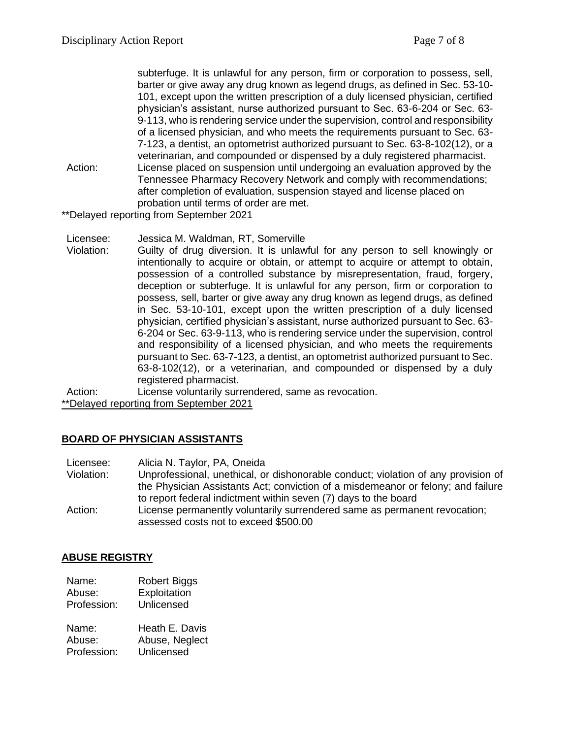subterfuge. It is unlawful for any person, firm or corporation to possess, sell, barter or give away any drug known as legend drugs, as defined in Sec. 53-10-101, except upon the written prescription of a duly licensed physician, certified physician's assistant, nurse authorized pursuant to Sec. 63-6-204 or Sec. 63-9-113, who is rendering service under the supervision, control and responsibility of a licensed physician, and who meets the requirements pursuant to Sec. 63-7-123, a dentist, an optometrist authorized pursuant to Sec. 63-8-102(12), or a veterinarian, and compounded or dispensed by a duly registered pharmacist.

Action: License placed on suspension until undergoing an evaluation approved by the Tennessee Pharmacy Recovery Network and comply with recommendations; after completion of evaluation, suspension stayed and license placed on probation until terms of order are met.

**Delayed reporting from September 2021

Licensee: Jessica M. Waldman, RT, Somerville

Violation: Guilty of drug diversion. It is unlawful for any person to sell knowingly or intentionally to acquire or obtain, or attempt to acquire or attempt to obtain, possession of a controlled substance by misrepresentation, fraud, forgery, deception or subterfuge. It is unlawful for any person, firm or corporation to possess, sell, barter or give away any drug known as legend drugs, as defined in Sec. 53-10-101, except upon the written prescription of a duly licensed physician, certified physician's assistant, nurse authorized pursuant to Sec. 63-6-204 or Sec. 63-9-113, who is rendering service under the supervision, control and responsibility of a licensed physician, and who meets the requirements pursuant to Sec. 63-7-123, a dentist, an optometrist authorized pursuant to Sec. 63-8-102(12), or a veterinarian, and compounded or dispensed by a duly registered pharmacist.

Action: License voluntarily surrendered, same as revocation.

**Delayed reporting from September 2021

## BOARD OF PHYSICIAN ASSISTANTS

Licensee: Alicia N. Taylor, PA, Oneida

Violation: Unprofessional, unethical, or dishonorable conduct; violation of any provision of the Physician Assistants Act; conviction of a misdemeanor or felony; and failure to report federal indictment within seven (7) days to the board

Action: License permanently voluntarily surrendered same as permanent revocation; assessed costs not to exceed $500.00

## ABUSE REGISTRY

Name: Robert Biggs
Abuse: Exploitation
Profession: Unlicensed

Name: Heath E. Davis
Abuse: Abuse, Neglect
Profession: Unlicensed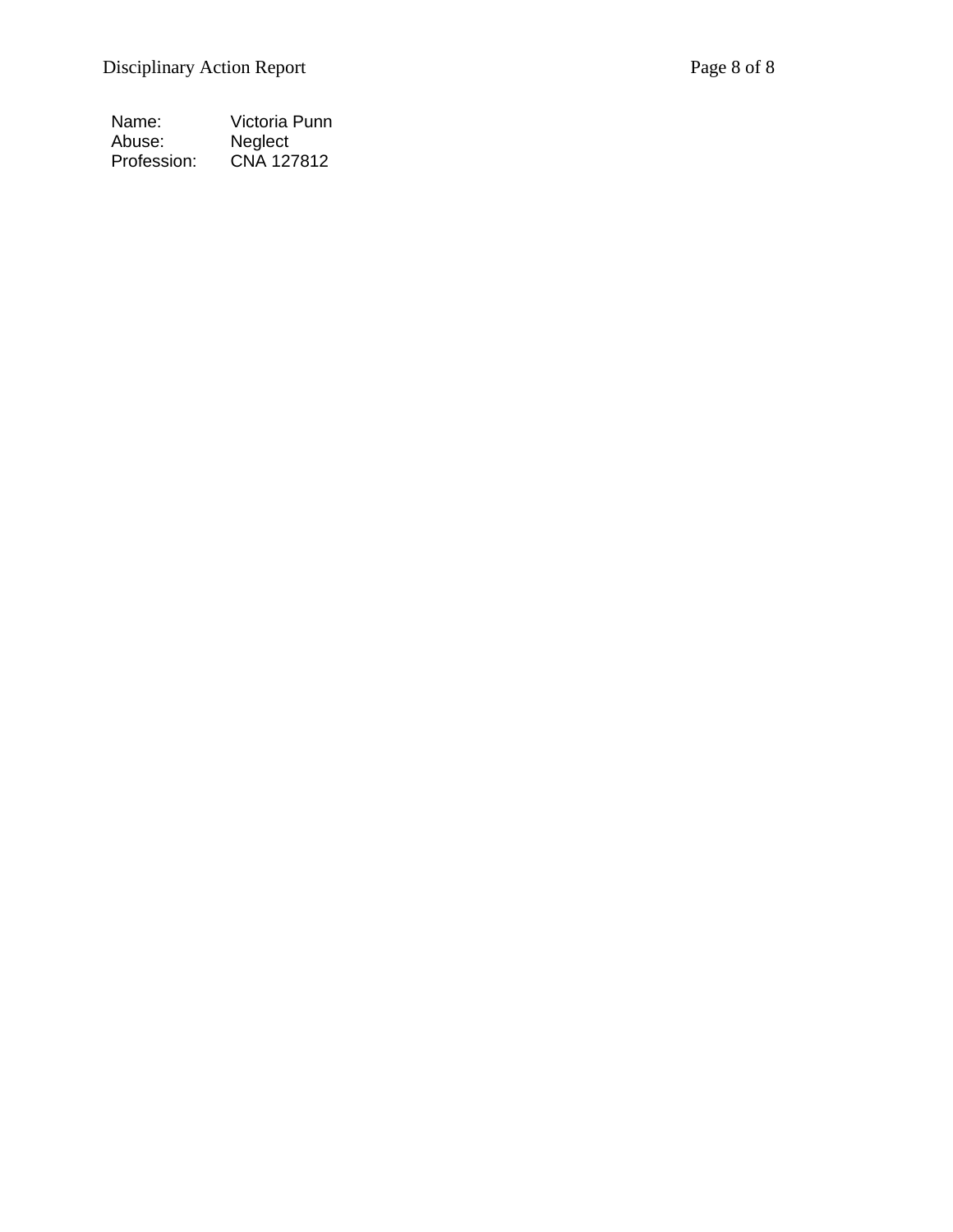| | |
|---|---|
| Name: | Victoria Punn |
| Abuse: | Neglect |
| Profession: | CNA 127812 |